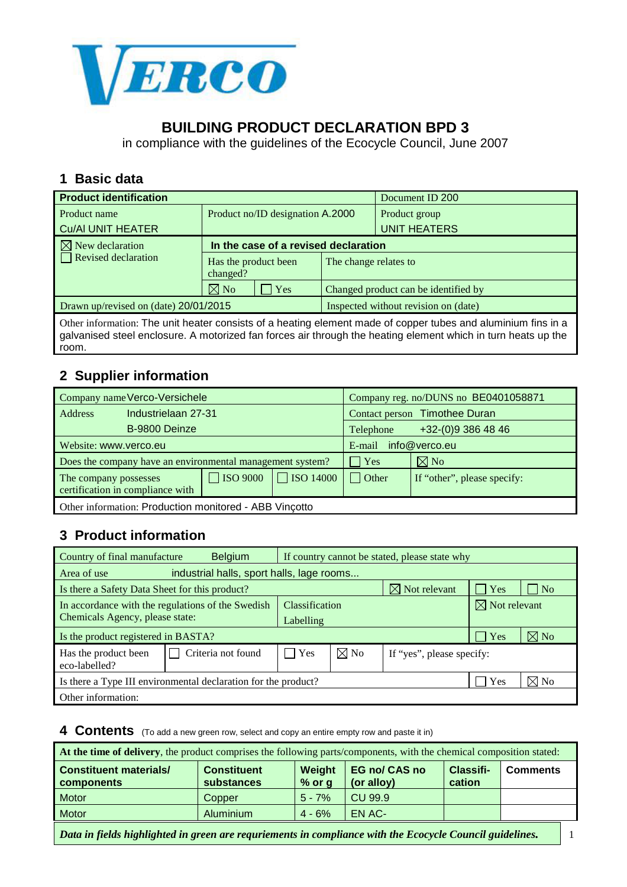VERCO

# BUILDING PRODUCT DECLARATION BPD 3

in compliance with the guidelines of the Ecocycle Council, June 2007

## 1 Basic data

| **Product identification** | | | Document ID 200 |
|---|---|---|---|
| Product name<br>Cu/Al UNIT HEATER | Product no/ID designation A.2000 | | Product group<br>UNIT HEATERS |
| ☒ New declaration<br>☐ Revised declaration | **In the case of a revised declaration** | | |
| | Has the product been changed? | The change relates to | |
| | ☒ No ☐ Yes | Changed product can be identified by | |
| Drawn up/revised on (date) 20/01/2015 | | Inspected without revision on (date) | |
| Other information: The unit heater consists of a heating element made of copper tubes and aluminium fins in a galvanised steel enclosure. A motorized fan forces air through the heating element which in turn heats up the room. | | | |

## 2 Supplier information

| Company name Verco-Versichele | | | Company reg. no/DUNS no BE0401058871 | |
|---|---|---|---|---|
| Address Industrielaan 27-31<br>B-9800 Deinze | | | Contact person Timothee Duran<br>Telephone +32-(0)9 386 48 46 | |
| Website: www.verco.eu | | | E-mail info@verco.eu | |
| Does the company have an environmental management system? | | | ☐ Yes | ☒ No |
| The company possesses certification in compliance with | ☐ ISO 9000 | ☐ ISO 14000 | ☐ Other | If "other", please specify: |
| Other information: Production monitored - ABB Vinçotto | | | | |

## 3 Product information

| Country of final manufacture Belgium | | | If country cannot be stated, please state why | | |
|---|---|---|---|---|---|
| Area of use industrial halls, sport halls, lage rooms... | | | | | |
| Is there a Safety Data Sheet for this product? | | | ☒ Not relevant | ☐ Yes | ☐ No |
| In accordance with the regulations of the Swedish Chemicals Agency, please state: | Classification<br>Labelling | | | ☒ Not relevant | |
| Is the product registered in BASTA? | | | | ☐ Yes | ☒ No |
| Has the product been eco-labelled? | ☐ Criteria not found | ☐ Yes | ☒ No | If "yes", please specify: | |
| Is there a Type III environmental declaration for the product? | | | | ☐ Yes | ☒ No |
| Other information: | | | | | |

## 4 Contents (To add a new green row, select and copy an entire empty row and paste it in)

**At the time of delivery**, the product comprises the following parts/components, with the chemical composition stated:

| **Constituent materials/ components** | **Constituent substances** | **Weight % or g** | **EG no/ CAS no (or alloy)** | **Classifi-cation** | **Comments** |
|---|---|---|---|---|---|
| Motor | Copper | 5 - 7% | CU 99.9 | | |
| Motor | Aluminium | 4 - 6% | EN AC- | | |

***Data in fields highlighted in green are requriements in compliance with the Ecocycle Council guidelines.***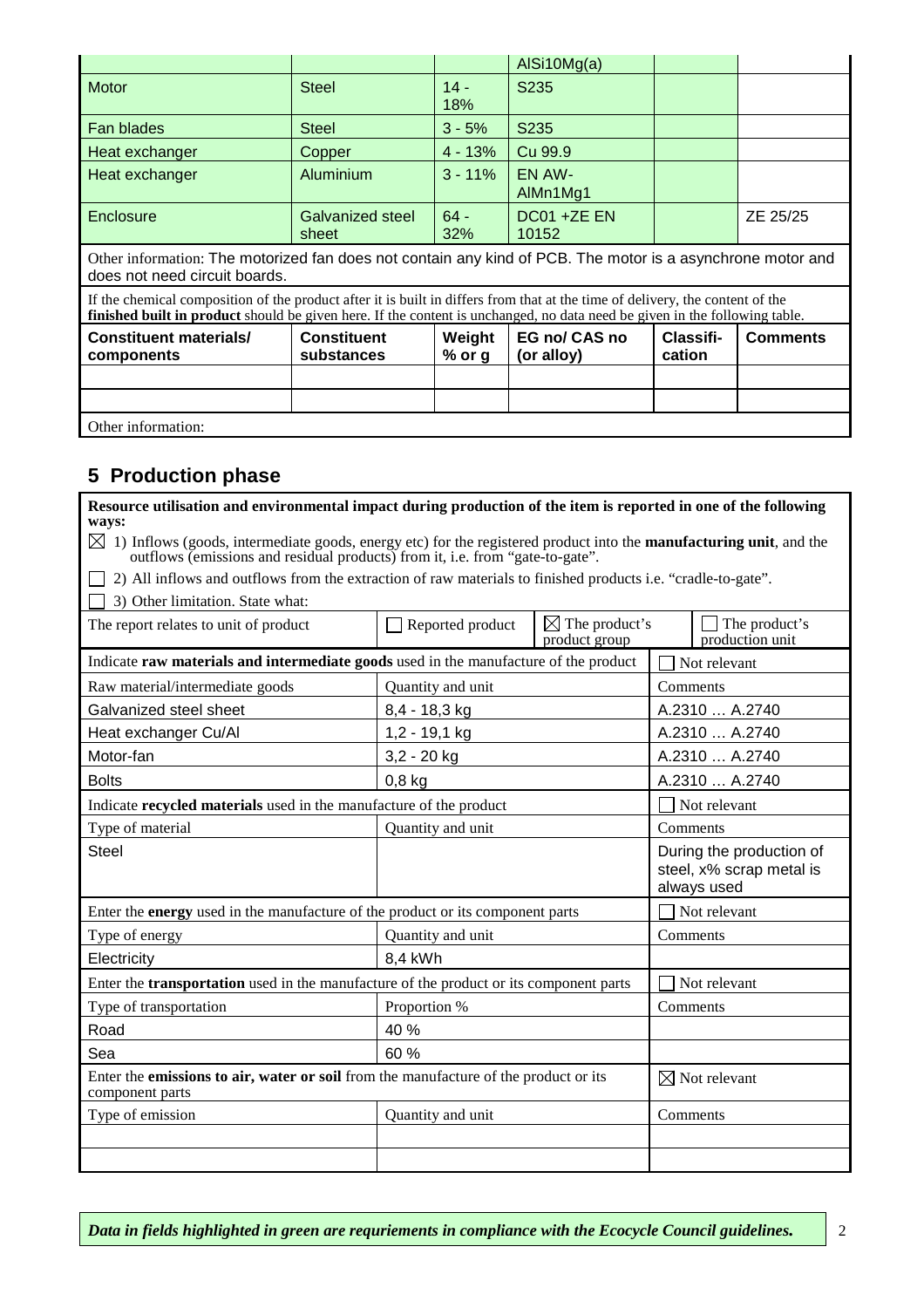|  |  |  | AlSi10Mg(a) |  |  |
|---|---|---|---|---|---|
| Motor | Steel | 14 - 18% | S235 |  |  |
| Fan blades | Steel | 3 - 5% | S235 |  |  |
| Heat exchanger | Copper | 4 - 13% | Cu 99.9 |  |  |
| Heat exchanger | Aluminium | 3 - 11% | EN AW-AlMn1Mg1 |  |  |
| Enclosure | Galvanized steel sheet | 64 - 32% | DC01 +ZE EN 10152 |  | ZE 25/25 |

Other information: The motorized fan does not contain any kind of PCB. The motor is a asynchrone motor and does not need circuit boards.

If the chemical composition of the product after it is built in differs from that at the time of delivery, the content of the **finished built in product** should be given here. If the content is unchanged, no data need be given in the following table.

| Constituent materials/ components | Constituent substances | Weight % or g | EG no/ CAS no (or alloy) | Classifi-cation | Comments |
|---|---|---|---|---|---|
|  |  |  |  |  |  |
|  |  |  |  |  |  |

Other information:

## 5 Production phase

**Resource utilisation and environmental impact during production of the item is reported in one of the following ways:**

☒ 1) Inflows (goods, intermediate goods, energy etc) for the registered product into the **manufacturing unit**, and the outflows (emissions and residual products) from it, i.e. from "gate-to-gate".

☐ 2) All inflows and outflows from the extraction of raw materials to finished products i.e. "cradle-to-gate".

☐ 3) Other limitation. State what:

| The report relates to unit of product | ☐ Reported product | ☒ The product's product group | ☐ The product's production unit |
|---|---|---|---|

| Indicate **raw materials and intermediate goods** used in the manufacture of the product |  | ☐ Not relevant |
|---|---|---|
| Raw material/intermediate goods | Quantity and unit | Comments |
| Galvanized steel sheet | 8,4 - 18,3 kg | A.2310 … A.2740 |
| Heat exchanger Cu/Al | 1,2 - 19,1 kg | A.2310 … A.2740 |
| Motor-fan | 3,2 - 20 kg | A.2310 … A.2740 |
| Bolts | 0,8 kg | A.2310 … A.2740 |

| Indicate **recycled materials** used in the manufacture of the product |  | ☐ Not relevant |
|---|---|---|
| Type of material | Quantity and unit | Comments |
| Steel |  | During the production of steel, x% scrap metal is always used |

| Enter the **energy** used in the manufacture of the product or its component parts |  | ☐ Not relevant |
|---|---|---|
| Type of energy | Quantity and unit | Comments |
| Electricity | 8,4 kWh |  |

| Enter the **transportation** used in the manufacture of the product or its component parts |  | ☐ Not relevant |
|---|---|---|
| Type of transportation | Proportion % | Comments |
| Road | 40 % |  |
| Sea | 60 % |  |

| Enter the **emissions to air, water or soil** from the manufacture of the product or its component parts |  | ☒ Not relevant |
|---|---|---|
| Type of emission | Quantity and unit | Comments |
|  |  |  |
|  |  |  |

***Data in fields highlighted in green are requriements in compliance with the Ecocycle Council guidelines.***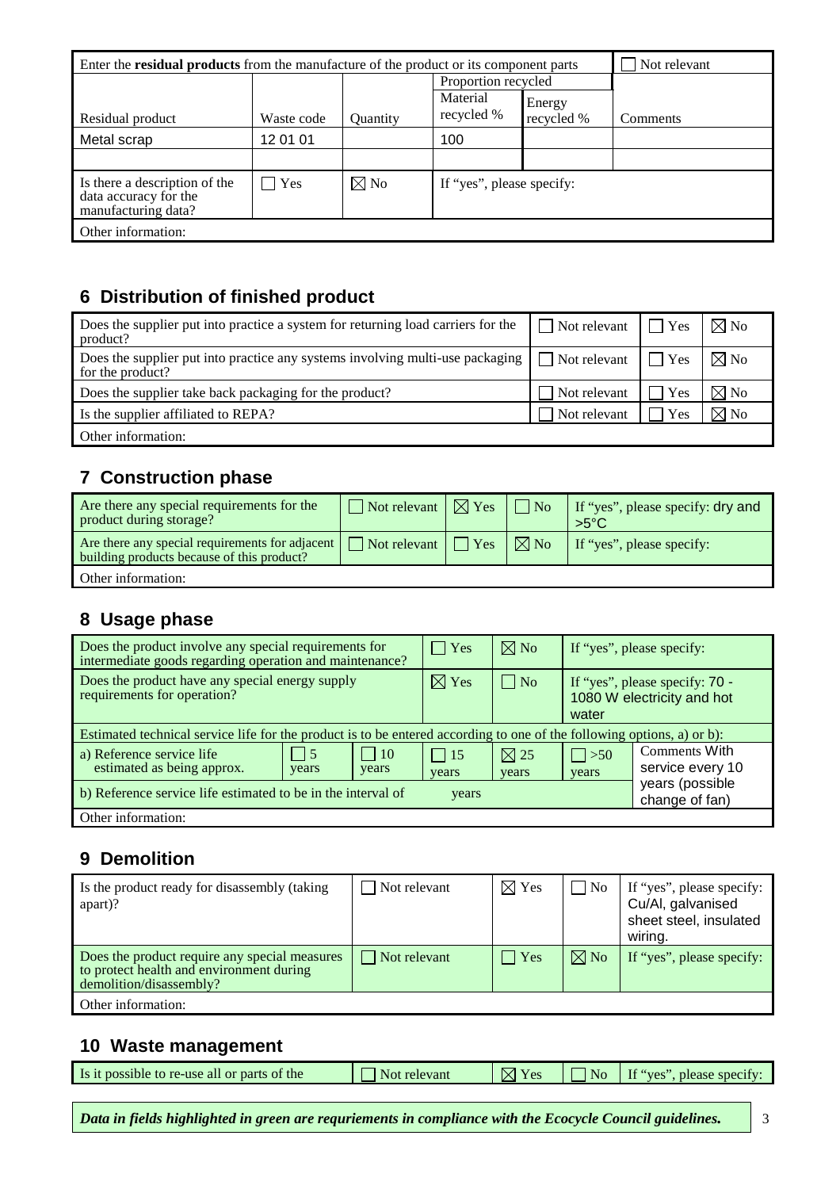| Enter the **residual products** from the manufacture of the product or its component parts | | | | | ☐ Not relevant |
|---|---|---|---|---|---|
| | | | Proportion recycled | | |
| Residual product | Waste code | Quantity | Material recycled % | Energy recycled % | Comments |
| Metal scrap | 12 01 01 | | 100 | | |
| | | | | | |
| Is there a description of the data accuracy for the manufacturing data? | ☐ Yes | ☒ No | If "yes", please specify: | | |
| Other information: | | | | | |

## 6 Distribution of finished product

| | | | |
|---|---|---|---|
| Does the supplier put into practice a system for returning load carriers for the product? | ☐ Not relevant | ☐ Yes | ☒ No |
| Does the supplier put into practice any systems involving multi-use packaging for the product? | ☐ Not relevant | ☐ Yes | ☒ No |
| Does the supplier take back packaging for the product? | ☐ Not relevant | ☐ Yes | ☒ No |
| Is the supplier affiliated to REPA? | ☐ Not relevant | ☐ Yes | ☒ No |
| Other information: | | | |

## 7 Construction phase

| | | | | |
|---|---|---|---|---|
| Are there any special requirements for the product during storage? | ☐ Not relevant | ☒ Yes | ☐ No | If "yes", please specify: dry and >5°C |
| Are there any special requirements for adjacent building products because of this product? | ☐ Not relevant | ☐ Yes | ☒ No | If "yes", please specify: |
| Other information: | | | | |

## 8 Usage phase

| | | | | | | |
|---|---|---|---|---|---|---|
| Does the product involve any special requirements for intermediate goods regarding operation and maintenance? | | | ☐ Yes | ☒ No | If "yes", please specify: | |
| Does the product have any special energy supply requirements for operation? | | | ☒ Yes | ☐ No | If "yes", please specify: 70 - 1080 W electricity and hot water | |
| Estimated technical service life for the product is to be entered according to one of the following options, a) or b): | | | | | | |
| a) Reference service life estimated as being approx. | ☐ 5 years | ☐ 10 years | ☐ 15 years | ☒ 25 years | ☐ >50 years | Comments With service every 10 years (possible change of fan) |
| b) Reference service life estimated to be in the interval of | | | years | | | |
| Other information: | | | | | | |

## 9 Demolition

| | | | | |
|---|---|---|---|---|
| Is the product ready for disassembly (taking apart)? | ☐ Not relevant | ☒ Yes | ☐ No | If "yes", please specify: Cu/Al, galvanised sheet steel, insulated wiring. |
| Does the product require any special measures to protect health and environment during demolition/disassembly? | ☐ Not relevant | ☐ Yes | ☒ No | If "yes", please specify: |
| Other information: | | | | |

## 10 Waste management

| | | | | |
|---|---|---|---|---|
| Is it possible to re-use all or parts of the | ☐ Not relevant | ☒ Yes | ☐ No | If "yes", please specify: |

***Data in fields highlighted in green are requriements in compliance with the Ecocycle Council guidelines.***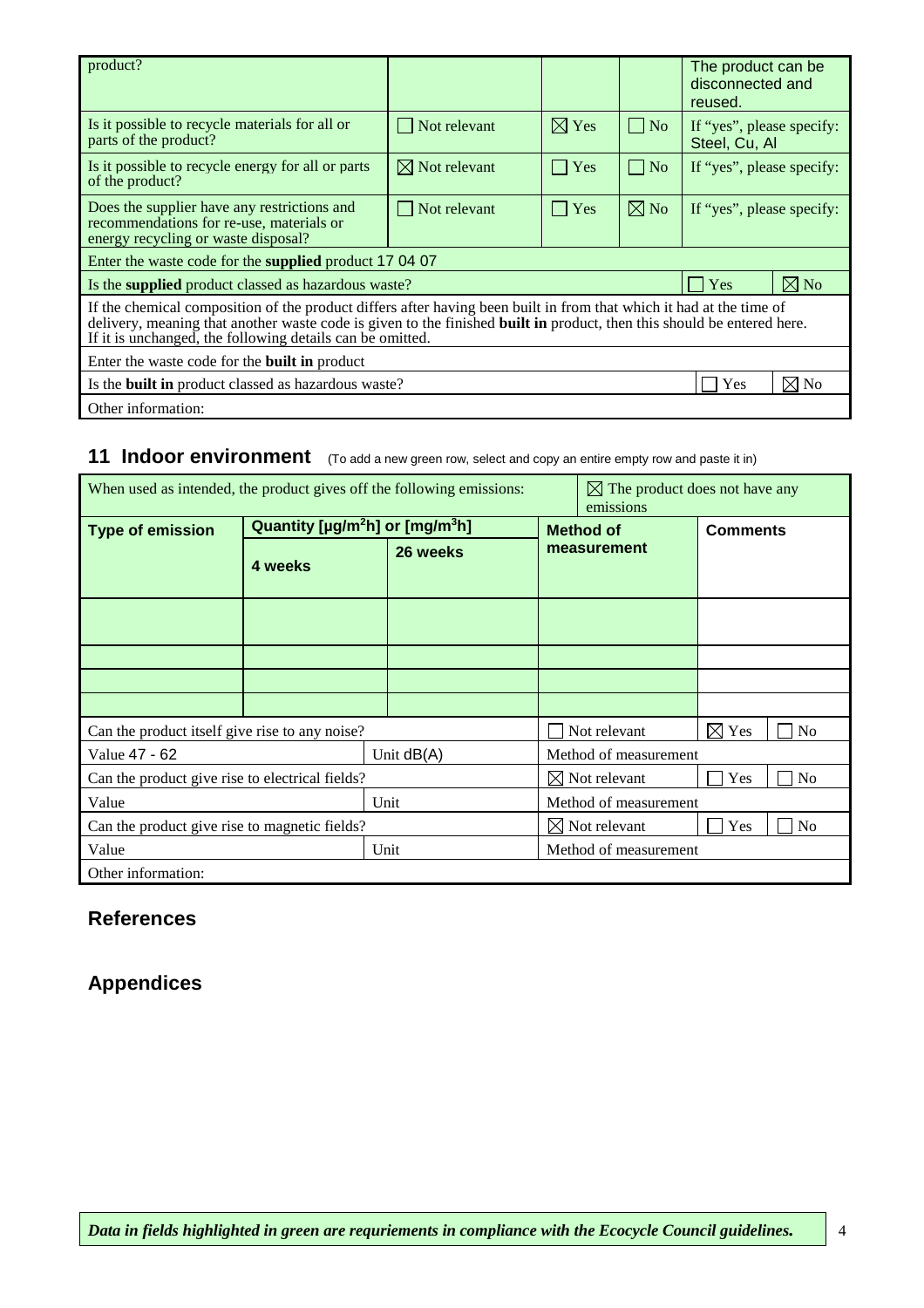| | | | | |
|---|---|---|---|---|
| product? | | | | The product can be disconnected and reused. |
| Is it possible to recycle materials for all or parts of the product? | ☐ Not relevant | ☒ Yes | ☐ No | If "yes", please specify: Steel, Cu, Al |
| Is it possible to recycle energy for all or parts of the product? | ☒ Not relevant | ☐ Yes | ☐ No | If "yes", please specify: |
| Does the supplier have any restrictions and recommendations for re-use, materials or energy recycling or waste disposal? | ☐ Not relevant | ☐ Yes | ☒ No | If "yes", please specify: |
| Enter the waste code for the **supplied** product 17 04 07 | | | | |
| Is the **supplied** product classed as hazardous waste? | | | ☐ Yes | ☒ No |
| If the chemical composition of the product differs after having been built in from that which it had at the time of delivery, meaning that another waste code is given to the finished **built in** product, then this should be entered here. If it is unchanged, the following details can be omitted. | | | | |
| Enter the waste code for the **built in** product | | | | |
| Is the **built in** product classed as hazardous waste? | | | ☐ Yes | ☒ No |
| Other information: | | | | |

## 11 Indoor environment

(To add a new green row, select and copy an entire empty row and paste it in)

| | | | | |
|---|---|---|---|---|
| When used as intended, the product gives off the following emissions: | | | ☒ The product does not have any emissions | |
| **Type of emission** | **Quantity [μg/m²h] or [mg/m³h]** | | **Method of measurement** | **Comments** |
| | **4 weeks** | **26 weeks** | | |
| | | | | |
| | | | | |
| | | | | |
| | | | | |

| | | | | |
|---|---|---|---|---|
| Can the product itself give rise to any noise? | | ☐ Not relevant | ☒ Yes | ☐ No |
| Value 47 - 62 | Unit dB(A) | Method of measurement | | |
| Can the product give rise to electrical fields? | | ☒ Not relevant | ☐ Yes | ☐ No |
| Value | Unit | Method of measurement | | |
| Can the product give rise to magnetic fields? | | ☒ Not relevant | ☐ Yes | ☐ No |
| Value | Unit | Method of measurement | | |
| Other information: | | | | |

## References

## Appendices

*Data in fields highlighted in green are requriements in compliance with the Ecocycle Council guidelines.*